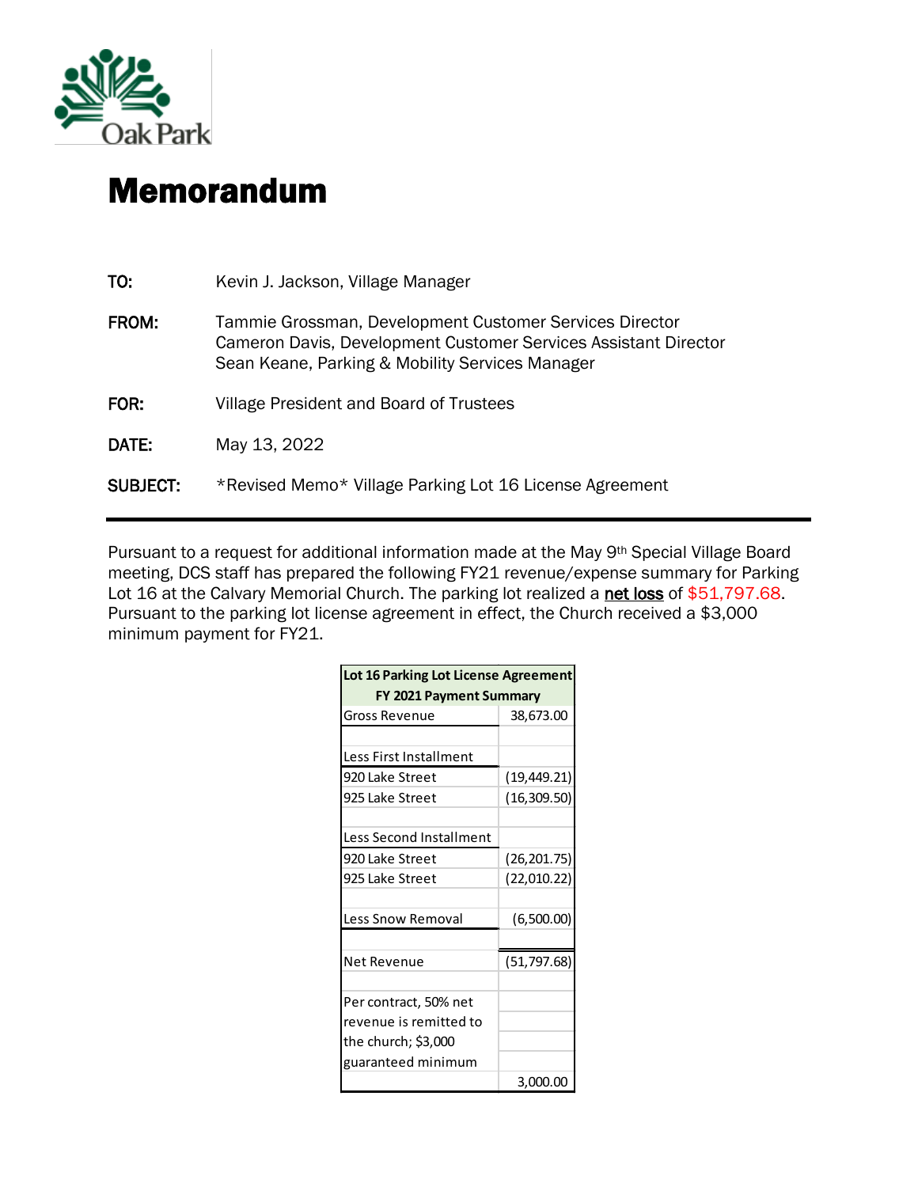Oak Park

# Memorandum

**TO:** Kevin J. Jackson, Village Manager

**FROM:** Tammie Grossman, Development Customer Services Director
Cameron Davis, Development Customer Services Assistant Director
Sean Keane, Parking & Mobility Services Manager

**FOR:** Village President and Board of Trustees

**DATE:** May 13, 2022

**SUBJECT:** *Revised Memo* Village Parking Lot 16 License Agreement

---

Pursuant to a request for additional information made at the May 9th Special Village Board meeting, DCS staff has prepared the following FY21 revenue/expense summary for Parking Lot 16 at the Calvary Memorial Church. The parking lot realized a **net loss** of $51,797.68. Pursuant to the parking lot license agreement in effect, the Church received a $3,000 minimum payment for FY21.

| Lot 16 Parking Lot License Agreement FY 2021 Payment Summary | |
|---|---|
| Gross Revenue | 38,673.00 |
| | |
| Less First Installment | |
| 920 Lake Street | (19,449.21) |
| 925 Lake Street | (16,309.50) |
| | |
| Less Second Installment | |
| 920 Lake Street | (26,201.75) |
| 925 Lake Street | (22,010.22) |
| | |
| Less Snow Removal | (6,500.00) |
| | |
| Net Revenue | (51,797.68) |
| | |
| Per contract, 50% net revenue is remitted to the church; $3,000 guaranteed minimum | |
| | 3,000.00 |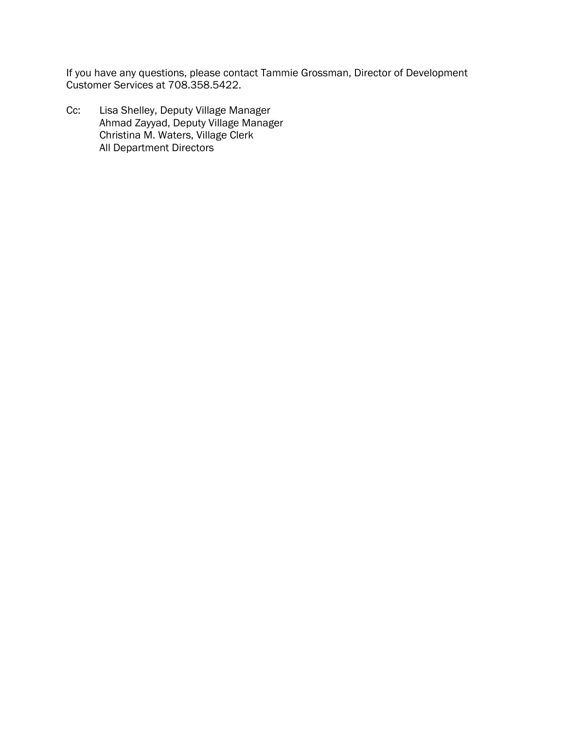If you have any questions, please contact Tammie Grossman, Director of Development Customer Services at 708.358.5422.

Cc: Lisa Shelley, Deputy Village Manager  
Ahmad Zayyad, Deputy Village Manager  
Christina M. Waters, Village Clerk  
All Department Directors